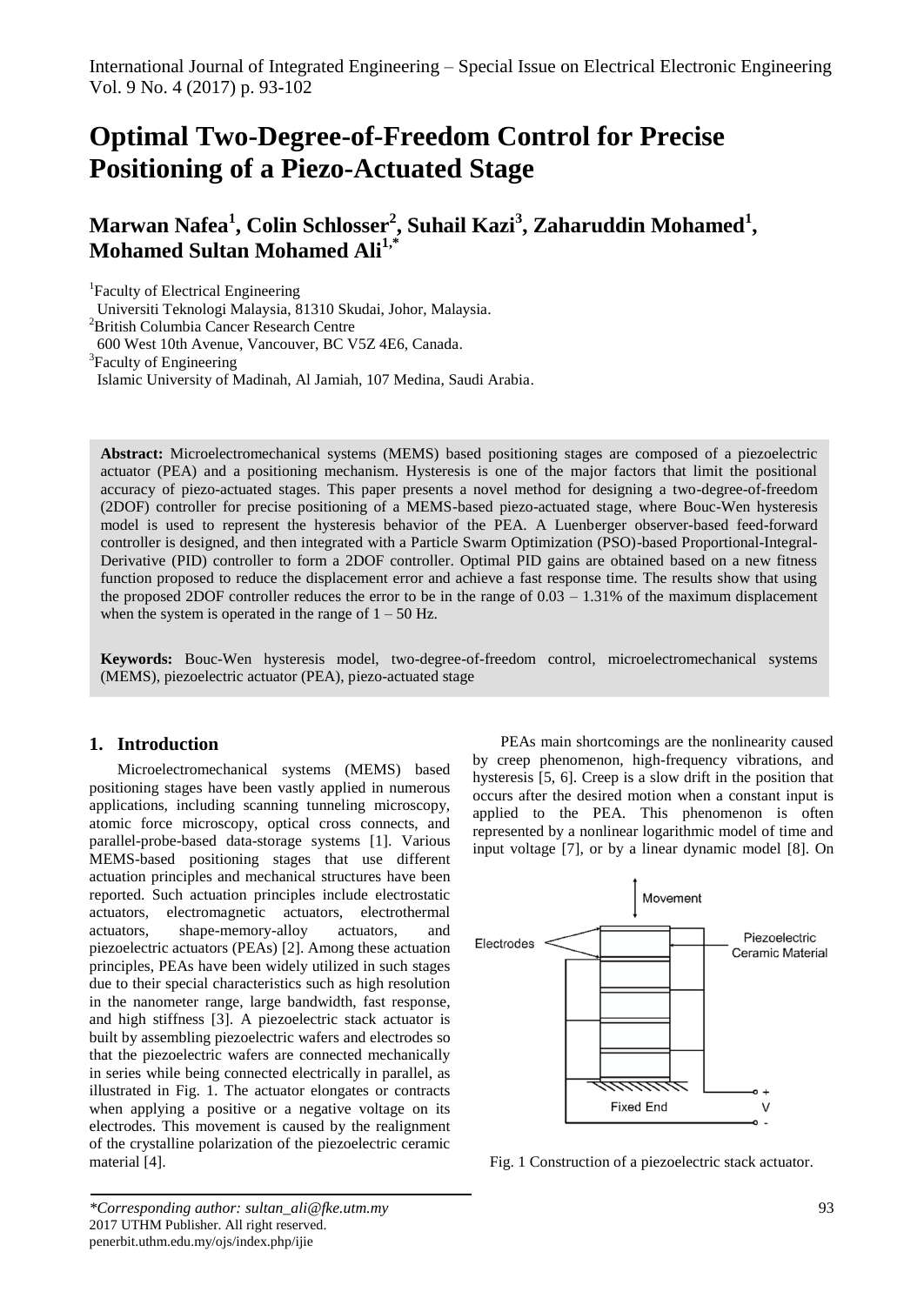# Optimal Two-Degree-of-Freedom Control for Precise Positioning of a Piezo-Actuated Stage

**Marwan Nafea[1], Colin Schlosser[2], Suhail Kazi[3], Zaharuddin Mohamed[1], Mohamed Sultan Mohamed Ali[1,*]**

[1]Faculty of Electrical Engineering
Universiti Teknologi Malaysia, 81310 Skudai, Johor, Malaysia.
[2]British Columbia Cancer Research Centre
600 West 10th Avenue, Vancouver, BC V5Z 4E6, Canada.
[3]Faculty of Engineering
Islamic University of Madinah, Al Jamiah, 107 Medina, Saudi Arabia.

**Abstract:** Microelectromechanical systems (MEMS) based positioning stages are composed of a piezoelectric actuator (PEA) and a positioning mechanism. Hysteresis is one of the major factors that limit the positional accuracy of piezo-actuated stages. This paper presents a novel method for designing a two-degree-of-freedom (2DOF) controller for precise positioning of a MEMS-based piezo-actuated stage, where Bouc-Wen hysteresis model is used to represent the hysteresis behavior of the PEA. A Luenberger observer-based feed-forward controller is designed, and then integrated with a Particle Swarm Optimization (PSO)-based Proportional-Integral-Derivative (PID) controller to form a 2DOF controller. Optimal PID gains are obtained based on a new fitness function proposed to reduce the displacement error and achieve a fast response time. The results show that using the proposed 2DOF controller reduces the error to be in the range of 0.03 – 1.31% of the maximum displacement when the system is operated in the range of 1 – 50 Hz.

**Keywords:** Bouc-Wen hysteresis model, two-degree-of-freedom control, microelectromechanical systems (MEMS), piezoelectric actuator (PEA), piezo-actuated stage

## 1. Introduction

Microelectromechanical systems (MEMS) based positioning stages have been vastly applied in numerous applications, including scanning tunneling microscopy, atomic force microscopy, optical cross connects, and parallel-probe-based data-storage systems [1]. Various MEMS-based positioning stages that use different actuation principles and mechanical structures have been reported. Such actuation principles include electrostatic actuators, electromagnetic actuators, electrothermal actuators, shape-memory-alloy actuators, and piezoelectric actuators (PEAs) [2]. Among these actuation principles, PEAs have been widely utilized in such stages due to their special characteristics such as high resolution in the nanometer range, large bandwidth, fast response, and high stiffness [3]. A piezoelectric stack actuator is built by assembling piezoelectric wafers and electrodes so that the piezoelectric wafers are connected mechanically in series while being connected electrically in parallel, as illustrated in Fig. 1. The actuator elongates or contracts when applying a positive or a negative voltage on its electrodes. This movement is caused by the realignment of the crystalline polarization of the piezoelectric ceramic material [4].

PEAs main shortcomings are the nonlinearity caused by creep phenomenon, high-frequency vibrations, and hysteresis [5, 6]. Creep is a slow drift in the position that occurs after the desired motion when a constant input is applied to the PEA. This phenomenon is often represented by a nonlinear logarithmic model of time and input voltage [7], or by a linear dynamic model [8]. On

Fig. 1 Construction of a piezoelectric stack actuator.

*Corresponding author: sultan_ali@fke.utm.my
2017 UTHM Publisher. All right reserved.
penerbit.uthm.edu.my/ojs/index.php/ijie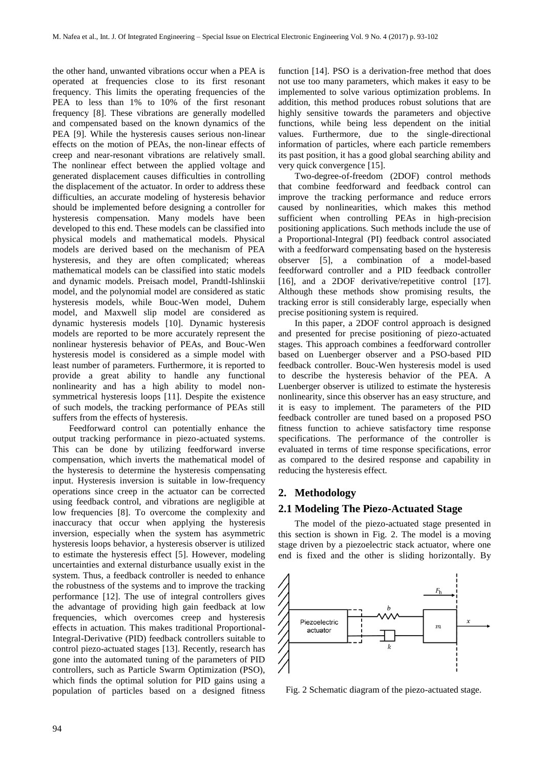the other hand, unwanted vibrations occur when a PEA is operated at frequencies close to its first resonant frequency. This limits the operating frequencies of the PEA to less than 1% to 10% of the first resonant frequency [8]. These vibrations are generally modelled and compensated based on the known dynamics of the PEA [9]. While the hysteresis causes serious non-linear effects on the motion of PEAs, the non-linear effects of creep and near-resonant vibrations are relatively small. The nonlinear effect between the applied voltage and generated displacement causes difficulties in controlling the displacement of the actuator. In order to address these difficulties, an accurate modeling of hysteresis behavior should be implemented before designing a controller for hysteresis compensation. Many models have been developed to this end. These models can be classified into physical models and mathematical models. Physical models are derived based on the mechanism of PEA hysteresis, and they are often complicated; whereas mathematical models can be classified into static models and dynamic models. Preisach model, Prandtl-Ishlinskii model, and the polynomial model are considered as static hysteresis models, while Bouc-Wen model, Duhem model, and Maxwell slip model are considered as dynamic hysteresis models [10]. Dynamic hysteresis models are reported to be more accurately represent the nonlinear hysteresis behavior of PEAs, and Bouc-Wen hysteresis model is considered as a simple model with least number of parameters. Furthermore, it is reported to provide a great ability to handle any functional nonlinearity and has a high ability to model non-symmetrical hysteresis loops [11]. Despite the existence of such models, the tracking performance of PEAs still suffers from the effects of hysteresis.

Feedforward control can potentially enhance the output tracking performance in piezo-actuated systems. This can be done by utilizing feedforward inverse compensation, which inverts the mathematical model of the hysteresis to determine the hysteresis compensating input. Hysteresis inversion is suitable in low-frequency operations since creep in the actuator can be corrected using feedback control, and vibrations are negligible at low frequencies [8]. To overcome the complexity and inaccuracy that occur when applying the hysteresis inversion, especially when the system has asymmetric hysteresis loops behavior, a hysteresis observer is utilized to estimate the hysteresis effect [5]. However, modeling uncertainties and external disturbance usually exist in the system. Thus, a feedback controller is needed to enhance the robustness of the systems and to improve the tracking performance [12]. The use of integral controllers gives the advantage of providing high gain feedback at low frequencies, which overcomes creep and hysteresis effects in actuation. This makes traditional Proportional-Integral-Derivative (PID) feedback controllers suitable to control piezo-actuated stages [13]. Recently, research has gone into the automated tuning of the parameters of PID controllers, such as Particle Swarm Optimization (PSO), which finds the optimal solution for PID gains using a population of particles based on a designed fitness function [14]. PSO is a derivation-free method that does not use too many parameters, which makes it easy to be implemented to solve various optimization problems. In addition, this method produces robust solutions that are highly sensitive towards the parameters and objective functions, while being less dependent on the initial values. Furthermore, due to the single-directional information of particles, where each particle remembers its past position, it has a good global searching ability and very quick convergence [15].

Two-degree-of-freedom (2DOF) control methods that combine feedforward and feedback control can improve the tracking performance and reduce errors caused by nonlinearities, which makes this method sufficient when controlling PEAs in high-precision positioning applications. Such methods include the use of a Proportional-Integral (PI) feedback control associated with a feedforward compensating based on the hysteresis observer [5], a combination of a model-based feedforward controller and a PID feedback controller [16], and a 2DOF derivative/repetitive control [17]. Although these methods show promising results, the tracking error is still considerably large, especially when precise positioning system is required.

In this paper, a 2DOF control approach is designed and presented for precise positioning of piezo-actuated stages. This approach combines a feedforward controller based on Luenberger observer and a PSO-based PID feedback controller. Bouc-Wen hysteresis model is used to describe the hysteresis behavior of the PEA. A Luenberger observer is utilized to estimate the hysteresis nonlinearity, since this observer has an easy structure, and it is easy to implement. The parameters of the PID feedback controller are tuned based on a proposed PSO fitness function to achieve satisfactory time response specifications. The performance of the controller is evaluated in terms of time response specifications, error as compared to the desired response and capability in reducing the hysteresis effect.

## 2. Methodology

### 2.1 Modeling The Piezo-Actuated Stage

The model of the piezo-actuated stage presented in this section is shown in Fig. 2. The model is a moving stage driven by a piezoelectric stack actuator, where one end is fixed and the other is sliding horizontally. By

Fig. 2 Schematic diagram of the piezo-actuated stage.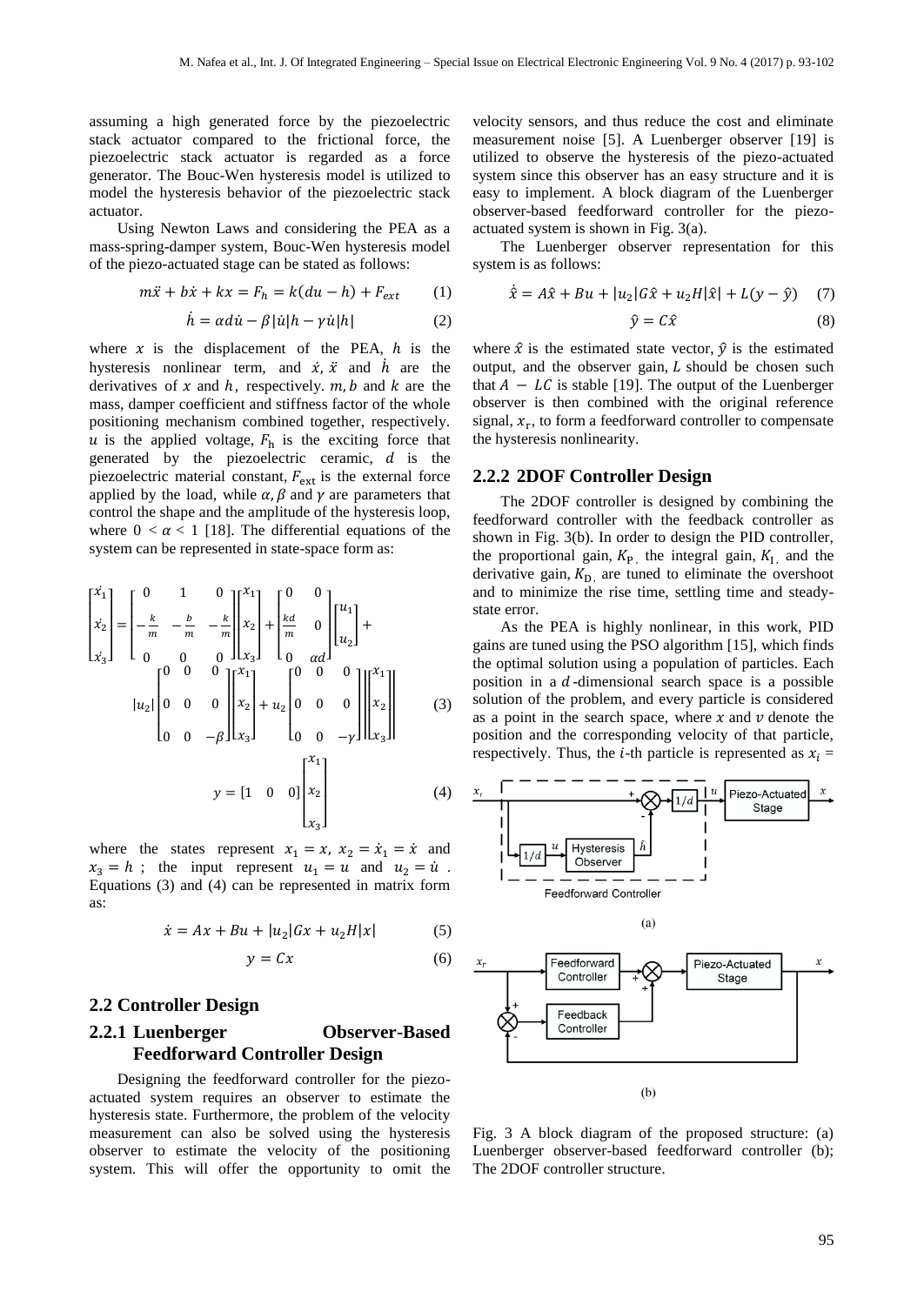assuming a high generated force by the piezoelectric stack actuator compared to the frictional force, the piezoelectric stack actuator is regarded as a force generator. The Bouc-Wen hysteresis model is utilized to model the hysteresis behavior of the piezoelectric stack actuator.

Using Newton Laws and considering the PEA as a mass-spring-damper system, Bouc-Wen hysteresis model of the piezo-actuated stage can be stated as follows:

$$m\ddot{x} + b\dot{x} + kx = F_h = k(du - h) + F_{ext} \qquad (1)$$

$$\dot{h} = \alpha d\dot{u} - \beta|\dot{u}|h - \gamma\dot{u}|h| \qquad (2)$$

where $x$ is the displacement of the PEA, $h$ is the hysteresis nonlinear term, and $\dot{x}$, $\ddot{x}$ and $\dot{h}$ are the derivatives of $x$ and $h$, respectively. $m$, $b$ and $k$ are the mass, damper coefficient and stiffness factor of the whole positioning mechanism combined together, respectively. $u$ is the applied voltage, $F_h$ is the exciting force that generated by the piezoelectric ceramic, $d$ is the piezoelectric material constant, $F_{ext}$ is the external force applied by the load, while $\alpha$, $\beta$ and $\gamma$ are parameters that control the shape and the amplitude of the hysteresis loop, where $0 < \alpha < 1$ [18]. The differential equations of the system can be represented in state-space form as:

$$\begin{bmatrix} \dot{x_1} \\ \dot{x_2} \\ \dot{x_3} \end{bmatrix} = \begin{bmatrix} 0 & 1 & 0 \\ -\frac{k}{m} & -\frac{b}{m} & -\frac{k}{m} \\ 0 & 0 & 0 \end{bmatrix} \begin{bmatrix} x_1 \\ x_2 \\ x_3 \end{bmatrix} + \begin{bmatrix} 0 & 0 \\ \frac{kd}{m} & 0 \\ 0 & \alpha d \end{bmatrix} \begin{bmatrix} u_1 \\ u_2 \end{bmatrix} + |u_2| \begin{bmatrix} 0 & 0 & 0 \\ 0 & 0 & 0 \\ 0 & 0 & -\beta \end{bmatrix} \begin{bmatrix} x_1 \\ x_2 \\ x_3 \end{bmatrix} + u_2 \begin{bmatrix} 0 & 0 & 0 \\ 0 & 0 & 0 \\ 0 & 0 & -\gamma \end{bmatrix} \left| \begin{bmatrix} x_1 \\ x_2 \\ x_3 \end{bmatrix} \right| \qquad (3)$$

$$y = \begin{bmatrix} 1 & 0 & 0 \end{bmatrix} \begin{bmatrix} x_1 \\ x_2 \\ x_3 \end{bmatrix} \qquad (4)$$

where the states represent $x_1 = x$, $x_2 = \dot{x}_1 = \dot{x}$ and $x_3 = h$ ; the input represent $u_1 = u$ and $u_2 = \dot{u}$ . Equations (3) and (4) can be represented in matrix form as:

$$\dot{x} = Ax + Bu + |u_2|Gx + u_2H|x| \qquad (5)$$

$$y = Cx \qquad (6)$$

## 2.2 Controller Design

### 2.2.1 Luenberger Observer-Based Feedforward Controller Design

Designing the feedforward controller for the piezo-actuated system requires an observer to estimate the hysteresis state. Furthermore, the problem of the velocity measurement can also be solved using the hysteresis observer to estimate the velocity of the positioning system. This will offer the opportunity to omit the velocity sensors, and thus reduce the cost and eliminate measurement noise [5]. A Luenberger observer [19] is utilized to observe the hysteresis of the piezo-actuated system since this observer has an easy structure and it is easy to implement. A block diagram of the Luenberger observer-based feedforward controller for the piezo-actuated system is shown in Fig. 3(a).

The Luenberger observer representation for this system is as follows:

$$\dot{\hat{x}} = A\hat{x} + Bu + |u_2|G\hat{x} + u_2H|\hat{x}| + L(y - \hat{y}) \qquad (7)$$

$$\hat{y} = C\hat{x} \qquad (8)$$

where $\hat{x}$ is the estimated state vector, $\hat{y}$ is the estimated output, and the observer gain, $L$ should be chosen such that $A - LC$ is stable [19]. The output of the Luenberger observer is then combined with the original reference signal, $x_r$, to form a feedforward controller to compensate the hysteresis nonlinearity.

### 2.2.2 2DOF Controller Design

The 2DOF controller is designed by combining the feedforward controller with the feedback controller as shown in Fig. 3(b). In order to design the PID controller, the proportional gain, $K_P$, the integral gain, $K_I$, and the derivative gain, $K_D$, are tuned to eliminate the overshoot and to minimize the rise time, settling time and steady-state error.

As the PEA is highly nonlinear, in this work, PID gains are tuned using the PSO algorithm [15], which finds the optimal solution using a population of particles. Each position in a $d$-dimensional search space is a possible solution of the problem, and every particle is considered as a point in the search space, where $x$ and $v$ denote the position and the corresponding velocity of that particle, respectively. Thus, the $i$-th particle is represented as $x_i =$

(a)

(b)

Fig. 3 A block diagram of the proposed structure: (a) Luenberger observer-based feedforward controller (b); The 2DOF controller structure.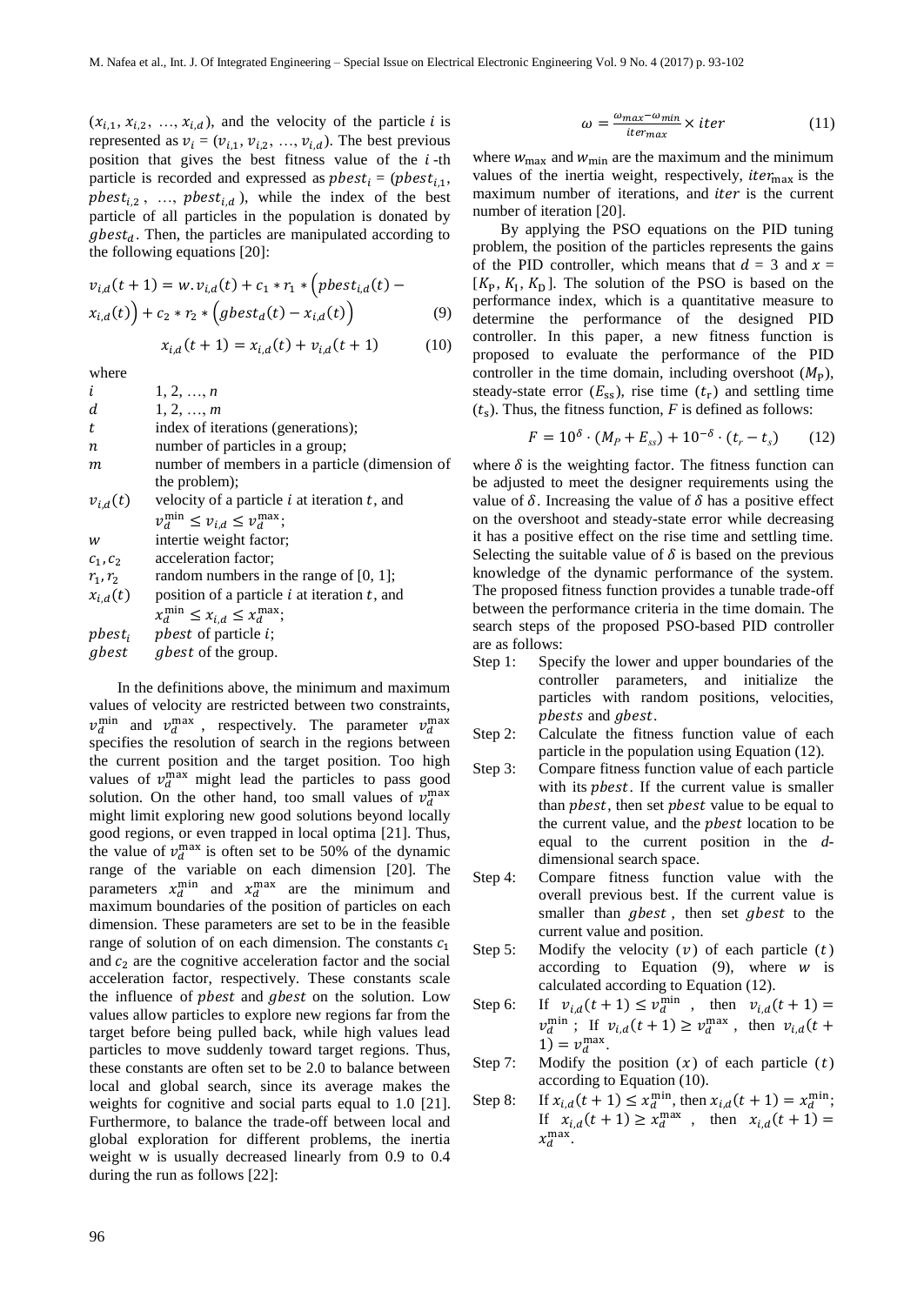$(x_{i,1}, x_{i,2}, \ldots, x_{i,d})$, and the velocity of the particle $i$ is represented as $v_i = (v_{i,1}, v_{i,2}, \ldots, v_{i,d})$. The best previous position that gives the best fitness value of the $i$-th particle is recorded and expressed as $pbest_i = (pbest_{i,1}, pbest_{i,2}, \ldots, pbest_{i,d})$, while the index of the best particle of all particles in the population is donated by $gbest_d$. Then, the particles are manipulated according to the following equations [20]:

$$v_{i,d}(t+1) = w.v_{i,d}(t) + c_1 * r_1 * \left(pbest_{i,d}(t) - x_{i,d}(t)\right) + c_2 * r_2 * \left(gbest_d(t) - x_{i,d}(t)\right) \quad (9)$$

$$x_{i,d}(t+1) = x_{i,d}(t) + v_{i,d}(t+1) \quad (10)$$

where

| | |
|---|---|
| $i$ | $1, 2, \ldots, n$ |
| $d$ | $1, 2, \ldots, m$ |
| $t$ | index of iterations (generations); |
| $n$ | number of particles in a group; |
| $m$ | number of members in a particle (dimension of the problem); |
| $v_{i,d}(t)$ | velocity of a particle $i$ at iteration $t$, and $v_d^{\min} \leq v_{i,d} \leq v_d^{\max}$; |
| $w$ | intertie weight factor; |
| $c_1, c_2$ | acceleration factor; |
| $r_1, r_2$ | random numbers in the range of [0, 1]; |
| $x_{i,d}(t)$ | position of a particle $i$ at iteration $t$, and $x_d^{\min} \leq x_{i,d} \leq x_d^{\max}$; |
| $pbest_i$ | $pbest$ of particle $i$; |
| $gbest$ | $gbest$ of the group. |

In the definitions above, the minimum and maximum values of velocity are restricted between two constraints, $v_d^{\min}$ and $v_d^{\max}$, respectively. The parameter $v_d^{\max}$ specifies the resolution of search in the regions between the current position and the target position. Too high values of $v_d^{\max}$ might lead the particles to pass good solution. On the other hand, too small values of $v_d^{\max}$ might limit exploring new good solutions beyond locally good regions, or even trapped in local optima [21]. Thus, the value of $v_d^{\max}$ is often set to be 50% of the dynamic range of the variable on each dimension [20]. The parameters $x_d^{\min}$ and $x_d^{\max}$ are the minimum and maximum boundaries of the position of particles on each dimension. These parameters are set to be in the feasible range of solution of on each dimension. The constants $c_1$ and $c_2$ are the cognitive acceleration factor and the social acceleration factor, respectively. These constants scale the influence of $pbest$ and $gbest$ on the solution. Low values allow particles to explore new regions far from the target before being pulled back, while high values lead particles to move suddenly toward target regions. Thus, these constants are often set to be 2.0 to balance between local and global search, since its average makes the weights for cognitive and social parts equal to 1.0 [21]. Furthermore, to balance the trade-off between local and global exploration for different problems, the inertia weight w is usually decreased linearly from 0.9 to 0.4 during the run as follows [22]:

$$\omega = \frac{\omega_{max} - \omega_{min}}{iter_{max}} \times iter \quad (11)$$

where $w_{\max}$ and $w_{\min}$ are the maximum and the minimum values of the inertia weight, respectively, $iter_{\max}$ is the maximum number of iterations, and $iter$ is the current number of iteration [20].

By applying the PSO equations on the PID tuning problem, the position of the particles represents the gains of the PID controller, which means that $d = 3$ and $x = [K_P, K_I, K_D]$. The solution of the PSO is based on the performance index, which is a quantitative measure to determine the performance of the designed PID controller. In this paper, a new fitness function is proposed to evaluate the performance of the PID controller in the time domain, including overshoot ($M_P$), steady-state error ($E_{ss}$), rise time ($t_r$) and settling time ($t_s$). Thus, the fitness function, $F$ is defined as follows:

$$F = 10^{\delta} \cdot (M_P + E_{ss}) + 10^{-\delta} \cdot (t_r - t_s) \quad (12)$$

where $\delta$ is the weighting factor. The fitness function can be adjusted to meet the designer requirements using the value of $\delta$. Increasing the value of $\delta$ has a positive effect on the overshoot and steady-state error while decreasing it has a positive effect on the rise time and settling time. Selecting the suitable value of $\delta$ is based on the previous knowledge of the dynamic performance of the system. The proposed fitness function provides a tunable trade-off between the performance criteria in the time domain. The search steps of the proposed PSO-based PID controller are as follows:

- Step 1: Specify the lower and upper boundaries of the controller parameters, and initialize the particles with random positions, velocities, $pbests$ and $gbest$.
- Step 2: Calculate the fitness function value of each particle in the population using Equation (12).
- Step 3: Compare fitness function value of each particle with its $pbest$. If the current value is smaller than $pbest$, then set $pbest$ value to be equal to the current value, and the $pbest$ location to be equal to the current position in the $d$-dimensional search space.
- Step 4: Compare fitness function value with the overall previous best. If the current value is smaller than $gbest$, then set $gbest$ to the current value and position.
- Step 5: Modify the velocity ($v$) of each particle ($t$) according to Equation (9), where $w$ is calculated according to Equation (12).
- Step 6: If $v_{i,d}(t+1) \leq v_d^{\min}$, then $v_{i,d}(t+1) = v_d^{\min}$; If $v_{i,d}(t+1) \geq v_d^{\max}$, then $v_{i,d}(t+1) = v_d^{\max}$.
- Step 7: Modify the position ($x$) of each particle ($t$) according to Equation (10).
- Step 8: If $x_{i,d}(t+1) \leq x_d^{\min}$, then $x_{i,d}(t+1) = x_d^{\min}$; If $x_{i,d}(t+1) \geq x_d^{\max}$, then $x_{i,d}(t+1) = x_d^{\max}$.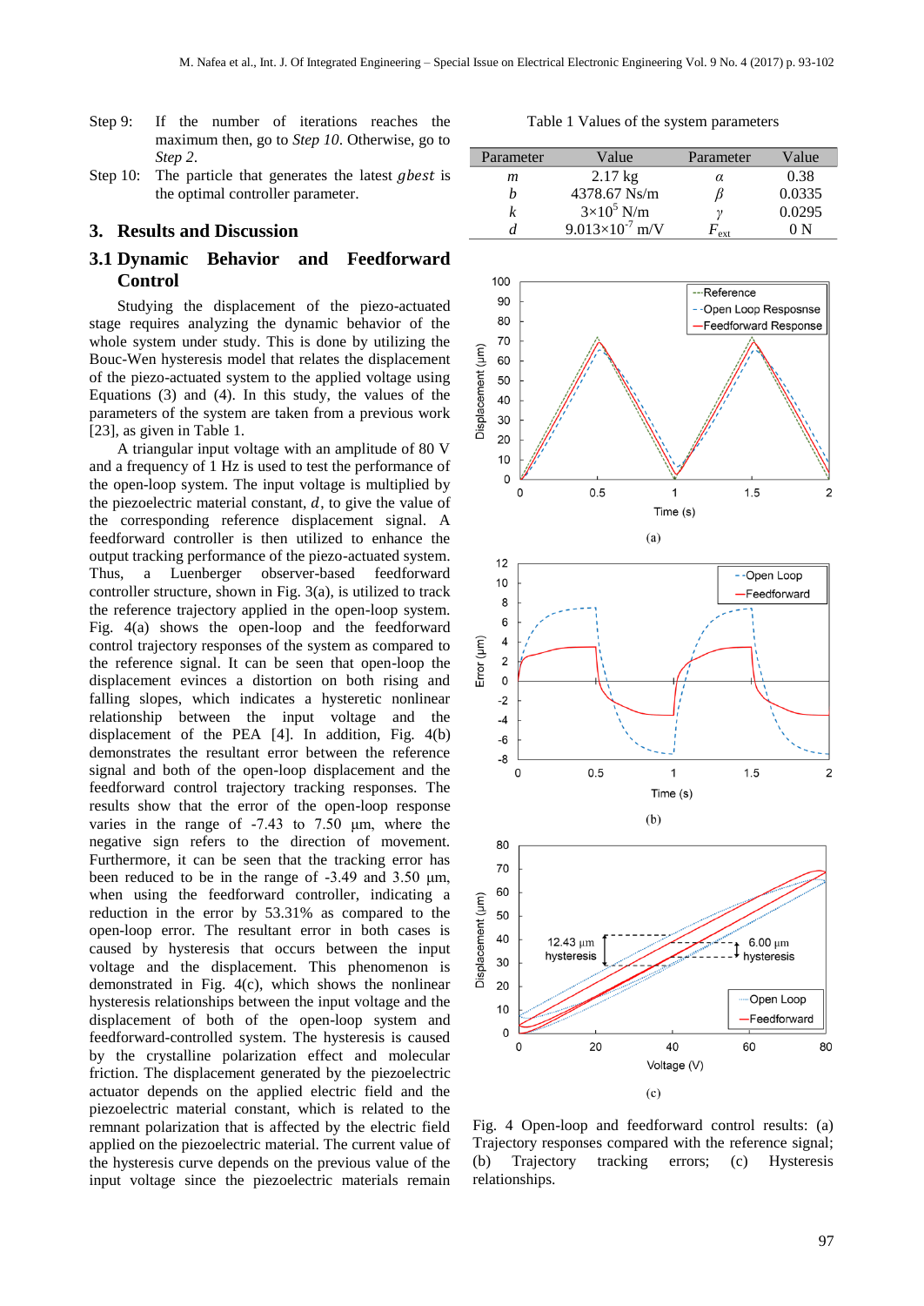Step 9: If the number of iterations reaches the maximum then, go to *Step 10*. Otherwise, go to *Step 2*.

Step 10: The particle that generates the latest *gbest* is the optimal controller parameter.

## 3. Results and Discussion

### 3.1 Dynamic Behavior and Feedforward Control

Studying the displacement of the piezo-actuated stage requires analyzing the dynamic behavior of the whole system under study. This is done by utilizing the Bouc-Wen hysteresis model that relates the displacement of the piezo-actuated system to the applied voltage using Equations (3) and (4). In this study, the values of the parameters of the system are taken from a previous work [23], as given in Table 1.

A triangular input voltage with an amplitude of 80 V and a frequency of 1 Hz is used to test the performance of the open-loop system. The input voltage is multiplied by the piezoelectric material constant, $d$, to give the value of the corresponding reference displacement signal. A feedforward controller is then utilized to enhance the output tracking performance of the piezo-actuated system. Thus, a Luenberger observer-based feedforward controller structure, shown in Fig. 3(a), is utilized to track the reference trajectory applied in the open-loop system. Fig. 4(a) shows the open-loop and the feedforward control trajectory responses of the system as compared to the reference signal. It can be seen that open-loop the displacement evinces a distortion on both rising and falling slopes, which indicates a hysteretic nonlinear relationship between the input voltage and the displacement of the PEA [4]. In addition, Fig. 4(b) demonstrates the resultant error between the reference signal and both of the open-loop displacement and the feedforward control trajectory tracking responses. The results show that the error of the open-loop response varies in the range of -7.43 to 7.50 μm, where the negative sign refers to the direction of movement. Furthermore, it can be seen that the tracking error has been reduced to be in the range of -3.49 and 3.50 μm, when using the feedforward controller, indicating a reduction in the error by 53.31% as compared to the open-loop error. The resultant error in both cases is caused by hysteresis that occurs between the input voltage and the displacement. This phenomenon is demonstrated in Fig. 4(c), which shows the nonlinear hysteresis relationships between the input voltage and the displacement of both of the open-loop system and the feedforward-controlled system. The hysteresis is caused by the crystalline polarization effect and molecular friction. The displacement generated by the piezoelectric actuator depends on the applied electric field and the piezoelectric material constant, which is related to the remnant polarization that is affected by the electric field applied on the piezoelectric material. The current value of the hysteresis curve depends on the previous value of the input voltage since the piezoelectric materials remain

Table 1 Values of the system parameters

| Parameter | Value | Parameter | Value |
|---|---|---|---|
| $m$ | 2.17 kg | $\alpha$ | 0.38 |
| $b$ | 4378.67 Ns/m | $\beta$ | 0.0335 |
| $k$ | $3\times10^5$ N/m | $\gamma$ | 0.0295 |
| $d$ | $9.013\times10^{-7}$ m/V | $F_{ext}$ | 0 N |

(a)

(b)

(c)

Fig. 4 Open-loop and feedforward control results: (a) Trajectory responses compared with the reference signal; (b) Trajectory tracking errors; (c) Hysteresis relationships.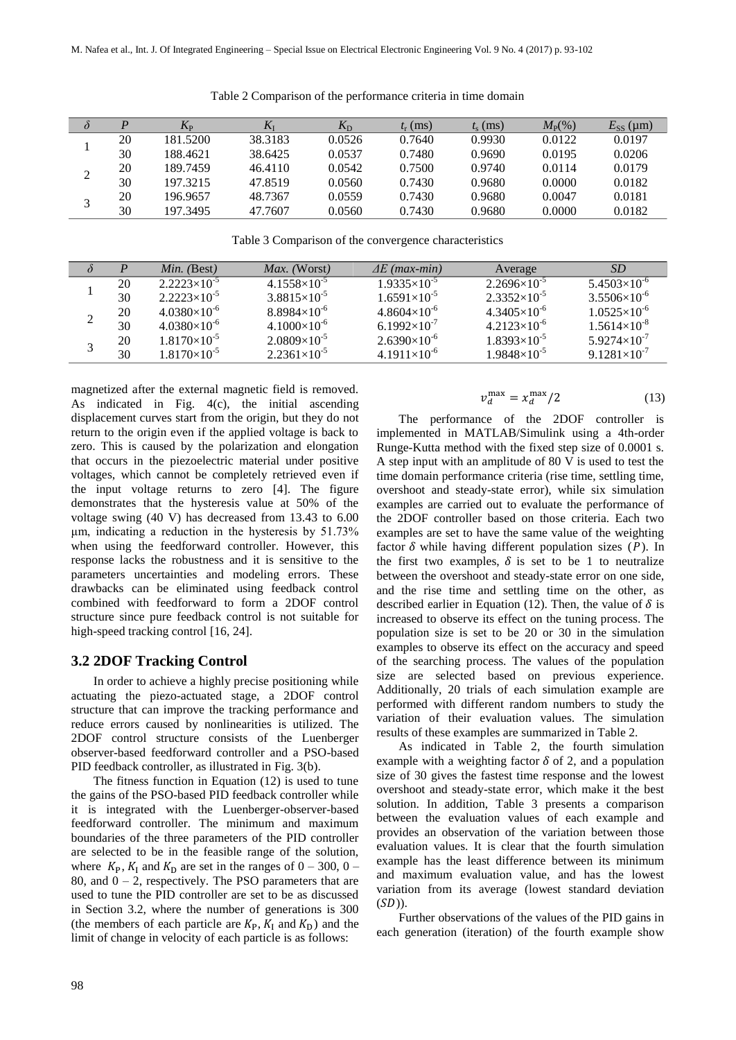Table 2 Comparison of the performance criteria in time domain

| $\delta$ | $P$ | $K_P$ | $K_I$ | $K_D$ | $t_r$ (ms) | $t_s$ (ms) | $M_P$(%) | $E_{SS}$ (μm) |
|---|---|---|---|---|---|---|---|---|
| 1 | 20 | 181.5200 | 38.3183 | 0.0526 | 0.7640 | 0.9930 | 0.0122 | 0.0197 |
| | 30 | 188.4621 | 38.6425 | 0.0537 | 0.7480 | 0.9690 | 0.0195 | 0.0206 |
| 2 | 20 | 189.7459 | 46.4110 | 0.0542 | 0.7500 | 0.9740 | 0.0114 | 0.0179 |
| | 30 | 197.3215 | 47.8519 | 0.0560 | 0.7430 | 0.9680 | 0.0000 | 0.0182 |
| 3 | 20 | 196.9657 | 48.7367 | 0.0559 | 0.7430 | 0.9680 | 0.0047 | 0.0181 |
| | 30 | 197.3495 | 47.7607 | 0.0560 | 0.7430 | 0.9680 | 0.0000 | 0.0182 |

Table 3 Comparison of the convergence characteristics

| $\delta$ | $P$ | *Min.* (Best) | *Max.* (Worst) | $\Delta E$ *(max-min)* | Average | *SD* |
|---|---|---|---|---|---|---|
| 1 | 20 | $2.2223\times10^{-5}$ | $4.1558\times10^{-5}$ | $1.9335\times10^{-5}$ | $2.2696\times10^{-5}$ | $5.4503\times10^{-6}$ |
| | 30 | $2.2223\times10^{-5}$ | $3.8815\times10^{-5}$ | $1.6591\times10^{-5}$ | $2.3352\times10^{-5}$ | $3.5506\times10^{-6}$ |
| 2 | 20 | $4.0380\times10^{-6}$ | $8.8984\times10^{-6}$ | $4.8604\times10^{-6}$ | $4.3405\times10^{-6}$ | $1.0525\times10^{-6}$ |
| | 30 | $4.0380\times10^{-6}$ | $4.1000\times10^{-6}$ | $6.1992\times10^{-7}$ | $4.2123\times10^{-6}$ | $1.5614\times10^{-8}$ |
| 3 | 20 | $1.8170\times10^{-5}$ | $2.0809\times10^{-5}$ | $2.6390\times10^{-6}$ | $1.8393\times10^{-5}$ | $5.9274\times10^{-7}$ |
| | 30 | $1.8170\times10^{-5}$ | $2.2361\times10^{-5}$ | $4.1911\times10^{-6}$ | $1.9848\times10^{-5}$ | $9.1281\times10^{-7}$ |

magnetized after the external magnetic field is removed. As indicated in Fig. 4(c), the initial ascending displacement curves start from the origin, but they do not return to the origin even if the applied voltage is back to zero. This is caused by the polarization and elongation that occurs in the piezoelectric material under positive voltages, which cannot be completely retrieved even if the input voltage returns to zero [4]. The figure demonstrates that the hysteresis value at 50% of the voltage swing (40 V) has decreased from 13.43 to 6.00 μm, indicating a reduction in the hysteresis by 51.73% when using the feedforward controller. However, this response lacks the robustness and it is sensitive to the parameters uncertainties and modeling errors. These drawbacks can be eliminated using feedback control combined with feedforward to form a 2DOF control structure since pure feedback control is not suitable for high-speed tracking control [16, 24].

### 3.2 2DOF Tracking Control

In order to achieve a highly precise positioning while actuating the piezo-actuated stage, a 2DOF control structure that can improve the tracking performance and reduce errors caused by nonlinearities is utilized. The 2DOF control structure consists of the Luenberger observer-based feedforward controller and a PSO-based PID feedback controller, as illustrated in Fig. 3(b).

The fitness function in Equation (12) is used to tune the gains of the PSO-based PID feedback controller while it is integrated with the Luenberger-observer-based feedforward controller. The minimum and maximum boundaries of the three parameters of the PID controller are selected to be in the feasible range of the solution, where $K_P$, $K_I$ and $K_D$ are set in the ranges of 0 – 300, 0 – 80, and 0 – 2, respectively. The PSO parameters that are used to tune the PID controller are set to be as discussed in Section 3.2, where the number of generations is 300 (the members of each particle are $K_P$, $K_I$ and $K_D$) and the limit of change in velocity of each particle is as follows:

$$v_d^{\max} = x_d^{\max}/2 \tag{13}$$

The performance of the 2DOF controller is implemented in MATLAB/Simulink using a 4th-order Runge-Kutta method with the fixed step size of 0.0001 s. A step input with an amplitude of 80 V is used to test the time domain performance criteria (rise time, settling time, overshoot and steady-state error), while six simulation examples are carried out to evaluate the performance of the 2DOF controller based on those criteria. Each two examples are set to have the same value of the weighting factor $\delta$ while having different population sizes ($P$). In the first two examples, $\delta$ is set to be 1 to neutralize between the overshoot and steady-state error on one side, and the rise time and settling time on the other, as described earlier in Equation (12). Then, the value of $\delta$ is increased to observe its effect on the tuning process. The population size is set to be 20 or 30 in the simulation examples to observe its effect on the accuracy and speed of the searching process. The values of the population size are selected based on previous experience. Additionally, 20 trials of each simulation example are performed with different random numbers to study the variation of their evaluation values. The simulation results of these examples are summarized in Table 2.

As indicated in Table 2, the fourth simulation example with a weighting factor $\delta$ of 2, and a population size of 30 gives the fastest time response and the lowest overshoot and steady-state error, which make it the best solution. In addition, Table 3 presents a comparison between the evaluation values of each example and provides an observation of the variation between those evaluation values. It is clear that the fourth simulation example has the least difference between its minimum and maximum evaluation value, and has the lowest variation from its average (lowest standard deviation ($SD$)).

Further observations of the values of the PID gains in each generation (iteration) of the fourth example show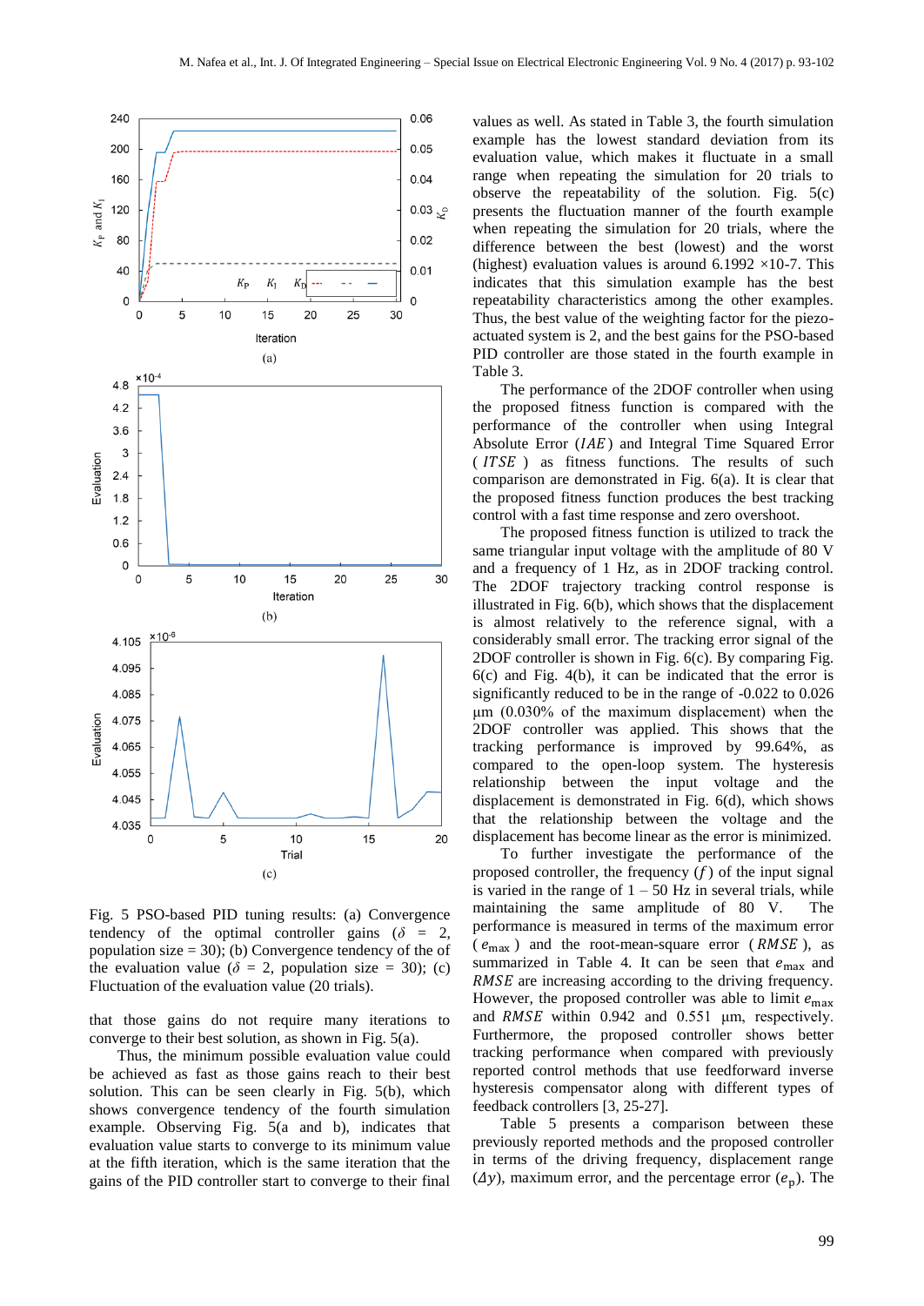Fig. 5 PSO-based PID tuning results: (a) Convergence tendency of the optimal controller gains ($\delta$ = 2, population size = 30); (b) Convergence tendency of the of the evaluation value ($\delta$ = 2, population size = 30); (c) Fluctuation of the evaluation value (20 trials).

that those gains do not require many iterations to converge to their best solution, as shown in Fig. 5(a).

Thus, the minimum possible evaluation value could be achieved as fast as those gains reach to their best solution. This can be seen clearly in Fig. 5(b), which shows convergence tendency of the fourth simulation example. Observing Fig. 5(a and b), indicates that evaluation value starts to converge to its minimum value at the fifth iteration, which is the same iteration that the gains of the PID controller start to converge to their final values as well. As stated in Table 3, the fourth simulation example has the lowest standard deviation from its evaluation value, which makes it fluctuate in a small range when repeating the simulation for 20 trials to observe the repeatability of the solution. Fig. 5(c) presents the fluctuation manner of the fourth example when repeating the simulation for 20 trials, where the difference between the best (lowest) and the worst (highest) evaluation values is around 6.1992 ×10-7. This indicates that this simulation example has the best repeatability characteristics among the other examples. Thus, the best value of the weighting factor for the piezo-actuated system is 2, and the best gains for the PSO-based PID controller are those stated in the fourth example in Table 3.

The performance of the 2DOF controller when using the proposed fitness function is compared with the performance of the controller when using Integral Absolute Error ($IAE$) and Integral Time Squared Error ($ITSE$) as fitness functions. The results of such comparison are demonstrated in Fig. 6(a). It is clear that the proposed fitness function produces the best tracking control with a fast time response and zero overshoot.

The proposed fitness function is utilized to track the same triangular input voltage with the amplitude of 80 V and a frequency of 1 Hz, as in 2DOF tracking control. The 2DOF trajectory tracking control response is illustrated in Fig. 6(b), which shows that the displacement is almost relatively to the reference signal, with a considerably small error. The tracking error signal of the 2DOF controller is shown in Fig. 6(c). By comparing Fig. 6(c) and Fig. 4(b), it can be indicated that the error is significantly reduced to be in the range of -0.022 to 0.026 µm (0.030% of the maximum displacement) when the 2DOF controller was applied. This shows that the tracking performance is improved by 99.64%, as compared to the open-loop system. The hysteresis relationship between the input voltage and the displacement is demonstrated in Fig. 6(d), which shows that the relationship between the voltage and the displacement has become linear as the error is minimized.

To further investigate the performance of the proposed controller, the frequency ($f$) of the input signal is varied in the range of 1 – 50 Hz in several trials, while maintaining the same amplitude of 80 V. The performance is measured in terms of the maximum error ($e_{\max}$) and the root-mean-square error ($RMSE$), as summarized in Table 4. It can be seen that $e_{\max}$ and $RMSE$ are increasing according to the driving frequency. However, the proposed controller was able to limit $e_{\max}$ and $RMSE$ within 0.942 and 0.551 µm, respectively. Furthermore, the proposed controller shows better tracking performance when compared with previously reported control methods that use feedforward inverse hysteresis compensator along with different types of feedback controllers [3, 25-27].

Table 5 presents a comparison between these previously reported methods and the proposed controller in terms of the driving frequency, displacement range ($\Delta y$), maximum error, and the percentage error ($e_{\text{p}}$). The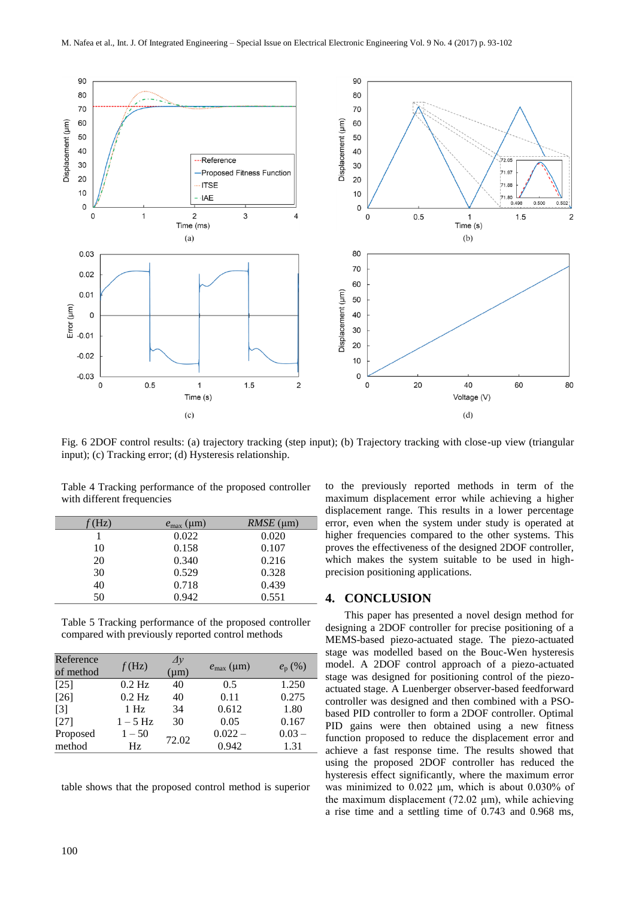Fig. 6 2DOF control results: (a) trajectory tracking (step input); (b) Trajectory tracking with close-up view (triangular input); (c) Tracking error; (d) Hysteresis relationship.

Table 4 Tracking performance of the proposed controller with different frequencies

| $f$ (Hz) | $e_{max}$ (μm) | $RMSE$ (μm) |
|---|---|---|
| 1 | 0.022 | 0.020 |
| 10 | 0.158 | 0.107 |
| 20 | 0.340 | 0.216 |
| 30 | 0.529 | 0.328 |
| 40 | 0.718 | 0.439 |
| 50 | 0.942 | 0.551 |

Table 5 Tracking performance of the proposed controller compared with previously reported control methods

| Reference of method | $f$ (Hz) | $\Delta y$ (μm) | $e_{max}$ (μm) | $e_p$ (%) |
|---|---|---|---|---|
| [25] | 0.2 Hz | 40 | 0.5 | 1.250 |
| [26] | 0.2 Hz | 40 | 0.11 | 0.275 |
| [3] | 1 Hz | 34 | 0.612 | 1.80 |
| [27] | 1 – 5 Hz | 30 | 0.05 | 0.167 |
| Proposed method | 1 – 50 Hz | 72.02 | 0.022 – 0.942 | 0.03 – 1.31 |

table shows that the proposed control method is superior to the previously reported methods in term of the maximum displacement error while achieving a higher displacement range. This results in a lower percentage error, even when the system under study is operated at higher frequencies compared to the other systems. This proves the effectiveness of the designed 2DOF controller, which makes the system suitable to be used in high-precision positioning applications.

## 4. CONCLUSION

This paper has presented a novel design method for designing a 2DOF controller for precise positioning of a MEMS-based piezo-actuated stage. The piezo-actuated stage was modelled based on the Bouc-Wen hysteresis model. A 2DOF control approach of a piezo-actuated stage was designed for positioning control of the piezo-actuated stage. A Luenberger observer-based feedforward controller was designed and then combined with a PSO-based PID controller to form a 2DOF controller. Optimal PID gains were then obtained using a new fitness function proposed to reduce the displacement error and achieve a fast response time. The results showed that using the proposed 2DOF controller has reduced the hysteresis effect significantly, where the maximum error was minimized to 0.022 μm, which is about 0.030% of the maximum displacement (72.02 μm), while achieving a rise time and a settling time of 0.743 and 0.968 ms,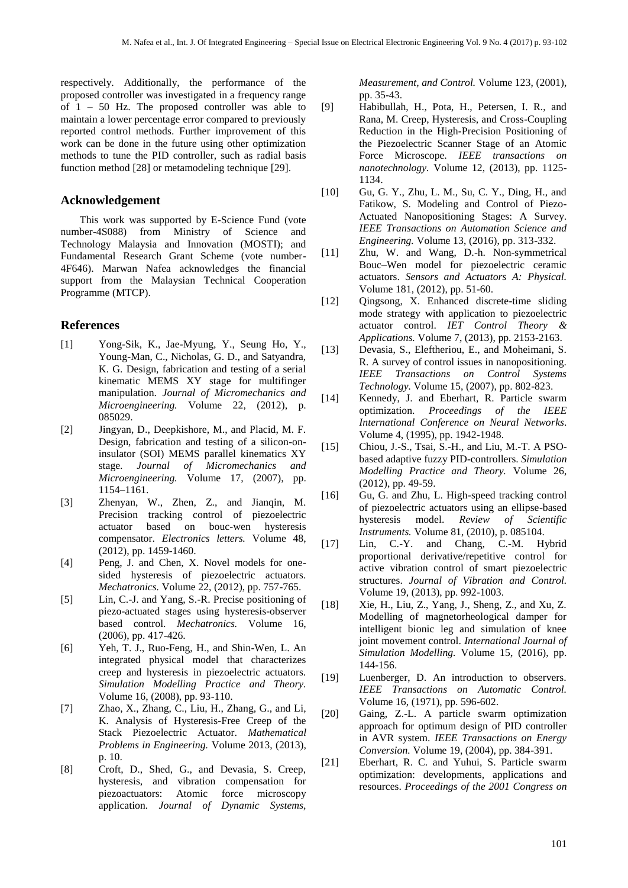respectively. Additionally, the performance of the proposed controller was investigated in a frequency range of 1 – 50 Hz. The proposed controller was able to maintain a lower percentage error compared to previously reported control methods. Further improvement of this work can be done in the future using other optimization methods to tune the PID controller, such as radial basis function method [28] or metamodeling technique [29].

## Acknowledgement

This work was supported by E-Science Fund (vote number-4S088) from Ministry of Science and Technology Malaysia and Innovation (MOSTI); and Fundamental Research Grant Scheme (vote number-4F646). Marwan Nafea acknowledges the financial support from the Malaysian Technical Cooperation Programme (MTCP).

## References

[1] Yong-Sik, K., Jae-Myung, Y., Seung Ho, Y., Young-Man, C., Nicholas, G. D., and Satyandra, K. G. Design, fabrication and testing of a serial kinematic MEMS XY stage for multifinger manipulation. *Journal of Micromechanics and Microengineering.* Volume 22, (2012), p. 085029.

[2] Jingyan, D., Deepkishore, M., and Placid, M. F. Design, fabrication and testing of a silicon-on-insulator (SOI) MEMS parallel kinematics XY stage. *Journal of Micromechanics and Microengineering.* Volume 17, (2007), pp. 1154–1161.

[3] Zhenyan, W., Zhen, Z., and Jianqin, M. Precision tracking control of piezoelectric actuator based on bouc-wen hysteresis compensator. *Electronics letters.* Volume 48, (2012), pp. 1459-1460.

[4] Peng, J. and Chen, X. Novel models for one-sided hysteresis of piezoelectric actuators. *Mechatronics.* Volume 22, (2012), pp. 757-765.

[5] Lin, C.-J. and Yang, S.-R. Precise positioning of piezo-actuated stages using hysteresis-observer based control. *Mechatronics.* Volume 16, (2006), pp. 417-426.

[6] Yeh, T. J., Ruo-Feng, H., and Shin-Wen, L. An integrated physical model that characterizes creep and hysteresis in piezoelectric actuators. *Simulation Modelling Practice and Theory.* Volume 16, (2008), pp. 93-110.

[7] Zhao, X., Zhang, C., Liu, H., Zhang, G., and Li, K. Analysis of Hysteresis-Free Creep of the Stack Piezoelectric Actuator. *Mathematical Problems in Engineering.* Volume 2013, (2013), p. 10.

[8] Croft, D., Shed, G., and Devasia, S. Creep, hysteresis, and vibration compensation for piezoactuators: Atomic force microscopy application. *Journal of Dynamic Systems, Measurement, and Control.* Volume 123, (2001), pp. 35-43.

[9] Habibullah, H., Pota, H., Petersen, I. R., and Rana, M. Creep, Hysteresis, and Cross-Coupling Reduction in the High-Precision Positioning of the Piezoelectric Scanner Stage of an Atomic Force Microscope. *IEEE transactions on nanotechnology.* Volume 12, (2013), pp. 1125-1134.

[10] Gu, G. Y., Zhu, L. M., Su, C. Y., Ding, H., and Fatikow, S. Modeling and Control of Piezo-Actuated Nanopositioning Stages: A Survey. *IEEE Transactions on Automation Science and Engineering.* Volume 13, (2016), pp. 313-332.

[11] Zhu, W. and Wang, D.-h. Non-symmetrical Bouc–Wen model for piezoelectric ceramic actuators. *Sensors and Actuators A: Physical.* Volume 181, (2012), pp. 51-60.

[12] Qingsong, X. Enhanced discrete-time sliding mode strategy with application to piezoelectric actuator control. *IET Control Theory & Applications.* Volume 7, (2013), pp. 2153-2163.

[13] Devasia, S., Eleftheriou, E., and Moheimani, S. R. A survey of control issues in nanopositioning. *IEEE Transactions on Control Systems Technology.* Volume 15, (2007), pp. 802-823.

[14] Kennedy, J. and Eberhart, R. Particle swarm optimization. *Proceedings of the IEEE International Conference on Neural Networks*. Volume 4, (1995), pp. 1942-1948.

[15] Chiou, J.-S., Tsai, S.-H., and Liu, M.-T. A PSO-based adaptive fuzzy PID-controllers. *Simulation Modelling Practice and Theory.* Volume 26, (2012), pp. 49-59.

[16] Gu, G. and Zhu, L. High-speed tracking control of piezoelectric actuators using an ellipse-based hysteresis model. *Review of Scientific Instruments.* Volume 81, (2010), p. 085104.

[17] Lin, C.-Y. and Chang, C.-M. Hybrid proportional derivative/repetitive control for active vibration control of smart piezoelectric structures. *Journal of Vibration and Control.* Volume 19, (2013), pp. 992-1003.

[18] Xie, H., Liu, Z., Yang, J., Sheng, Z., and Xu, Z. Modelling of magnetorheological damper for intelligent bionic leg and simulation of knee joint movement control. *International Journal of Simulation Modelling.* Volume 15, (2016), pp. 144-156.

[19] Luenberger, D. An introduction to observers. *IEEE Transactions on Automatic Control.* Volume 16, (1971), pp. 596-602.

[20] Gaing, Z.-L. A particle swarm optimization approach for optimum design of PID controller in AVR system. *IEEE Transactions on Energy Conversion.* Volume 19, (2004), pp. 384-391.

[21] Eberhart, R. C. and Yuhui, S. Particle swarm optimization: developments, applications and resources. *Proceedings of the 2001 Congress on*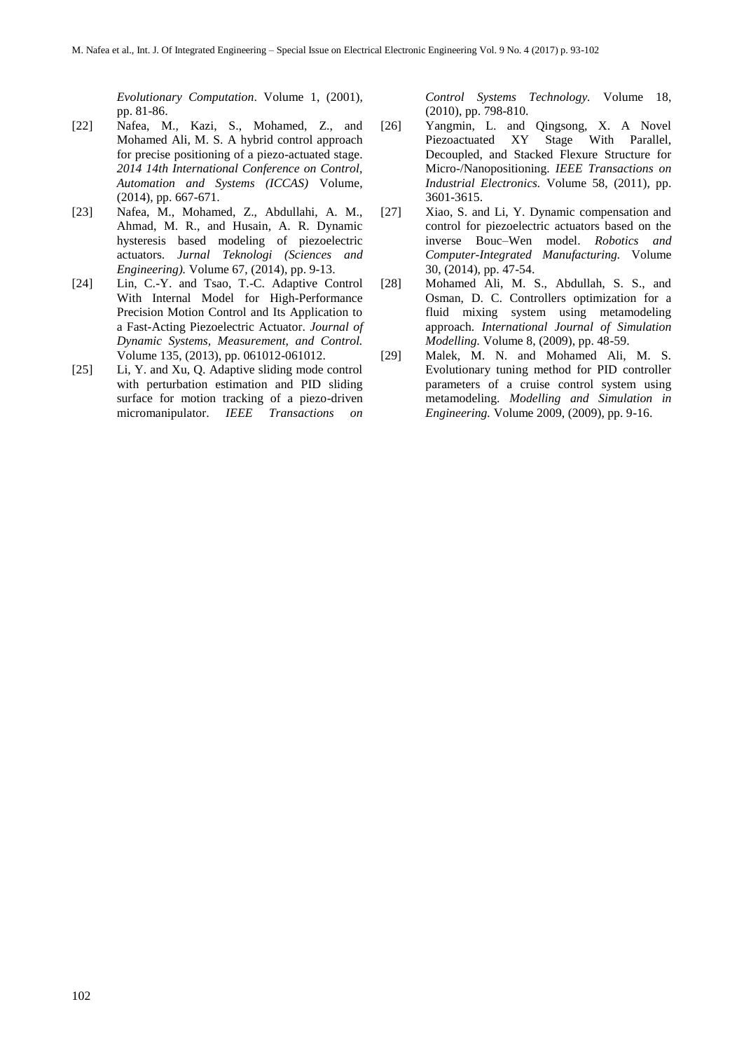*Evolutionary Computation*. Volume 1, (2001), pp. 81-86.

[22] Nafea, M., Kazi, S., Mohamed, Z., and Mohamed Ali, M. S. A hybrid control approach for precise positioning of a piezo-actuated stage. *2014 14th International Conference on Control, Automation and Systems (ICCAS)* Volume, (2014), pp. 667-671.

[23] Nafea, M., Mohamed, Z., Abdullahi, A. M., Ahmad, M. R., and Husain, A. R. Dynamic hysteresis based modeling of piezoelectric actuators. *Jurnal Teknologi (Sciences and Engineering).* Volume 67, (2014), pp. 9-13.

[24] Lin, C.-Y. and Tsao, T.-C. Adaptive Control With Internal Model for High-Performance Precision Motion Control and Its Application to a Fast-Acting Piezoelectric Actuator. *Journal of Dynamic Systems, Measurement, and Control.* Volume 135, (2013), pp. 061012-061012.

[25] Li, Y. and Xu, Q. Adaptive sliding mode control with perturbation estimation and PID sliding surface for motion tracking of a piezo-driven micromanipulator. *IEEE Transactions on Control Systems Technology.* Volume 18, (2010), pp. 798-810.

[26] Yangmin, L. and Qingsong, X. A Novel Piezoactuated XY Stage With Parallel, Decoupled, and Stacked Flexure Structure for Micro-/Nanopositioning. *IEEE Transactions on Industrial Electronics.* Volume 58, (2011), pp. 3601-3615.

[27] Xiao, S. and Li, Y. Dynamic compensation and control for piezoelectric actuators based on the inverse Bouc–Wen model. *Robotics and Computer-Integrated Manufacturing.* Volume 30, (2014), pp. 47-54.

[28] Mohamed Ali, M. S., Abdullah, S. S., and Osman, D. C. Controllers optimization for a fluid mixing system using metamodeling approach. *International Journal of Simulation Modelling.* Volume 8, (2009), pp. 48-59.

[29] Malek, M. N. and Mohamed Ali, M. S. Evolutionary tuning method for PID controller parameters of a cruise control system using metamodeling. *Modelling and Simulation in Engineering.* Volume 2009, (2009), pp. 9-16.